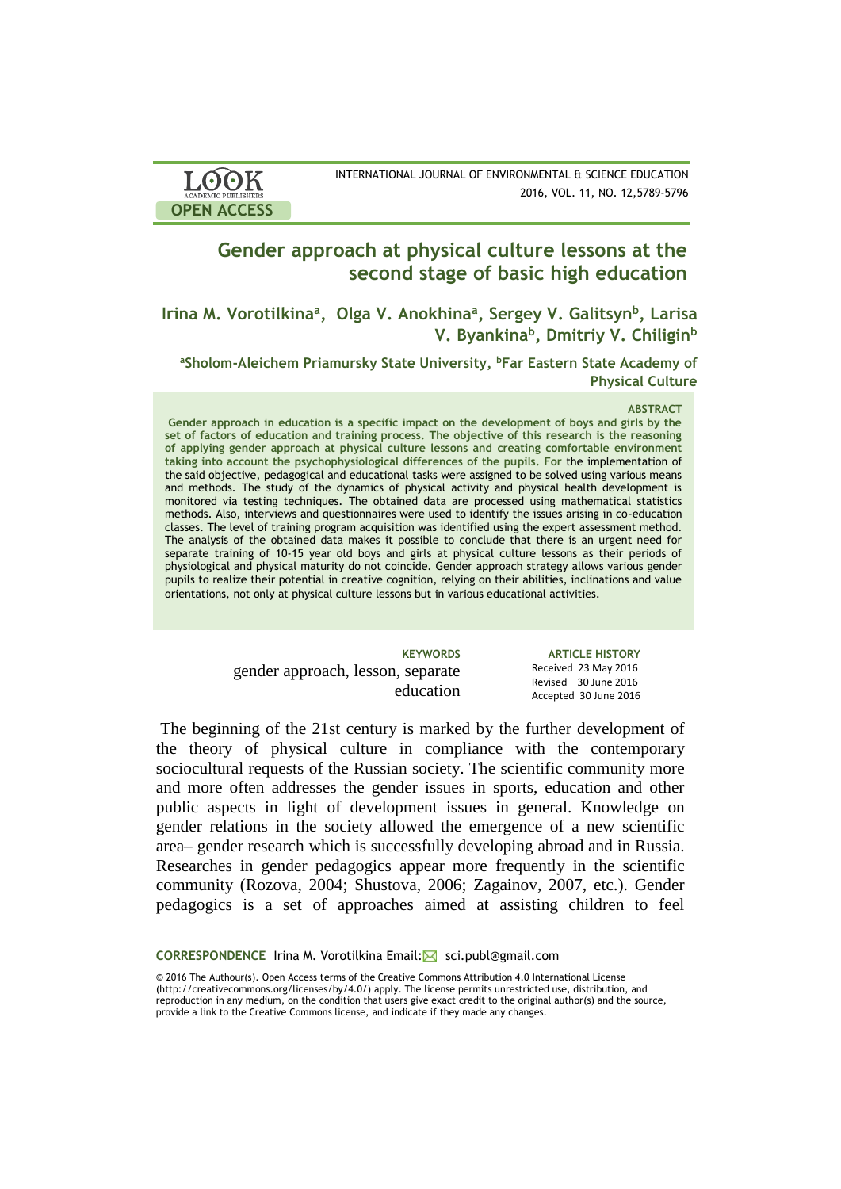# Gender approach at physical culture lessons at the second stage of basic high education

**Irina M. Vorotilkina[a], Olga V. Anokhina[a], Sergey V. Galitsyn[b], Larisa V. Byankina[b], Dmitriy V. Chiligin[b]**

[a]Sholom-Aleichem Priamursky State University, [b]Far Eastern State Academy of Physical Culture

**ABSTRACT**

**Gender approach in education is a specific impact on the development of boys and girls by the set of factors of education and training process. The objective of this research is the reasoning of applying gender approach at physical culture lessons and creating comfortable environment taking into account the psychophysiological differences of the pupils. For** the implementation of the said objective, pedagogical and educational tasks were assigned to be solved using various means and methods. The study of the dynamics of physical activity and physical health development is monitored via testing techniques. The obtained data are processed using mathematical statistics methods. Also, interviews and questionnaires were used to identify the issues arising in co-education classes. The level of training program acquisition was identified using the expert assessment method. The analysis of the obtained data makes it possible to conclude that there is an urgent need for separate training of 10-15 year old boys and girls at physical culture lessons as their periods of physiological and physical maturity do not coincide. Gender approach strategy allows various gender pupils to realize their potential in creative cognition, relying on their abilities, inclinations and value orientations, not only at physical culture lessons but in various educational activities.

**KEYWORDS**
gender approach, lesson, separate education

**ARTICLE HISTORY**
Received 23 May 2016
Revised 30 June 2016
Accepted 30 June 2016

The beginning of the 21st century is marked by the further development of the theory of physical culture in compliance with the contemporary sociocultural requests of the Russian society. The scientific community more and more often addresses the gender issues in sports, education and other public aspects in light of development issues in general. Knowledge on gender relations in the society allowed the emergence of a new scientific area– gender research which is successfully developing abroad and in Russia. Researches in gender pedagogics appear more frequently in the scientific community (Rozova, 2004; Shustova, 2006; Zagainov, 2007, etc.). Gender pedagogics is a set of approaches aimed at assisting children to feel

**CORRESPONDENCE** Irina M. Vorotilkina Email: sci.publ@gmail.com

© 2016 The Authour(s). Open Access terms of the Creative Commons Attribution 4.0 International License (http://creativecommons.org/licenses/by/4.0/) apply. The license permits unrestricted use, distribution, and reproduction in any medium, on the condition that users give exact credit to the original author(s) and the source, provide a link to the Creative Commons license, and indicate if they made any changes.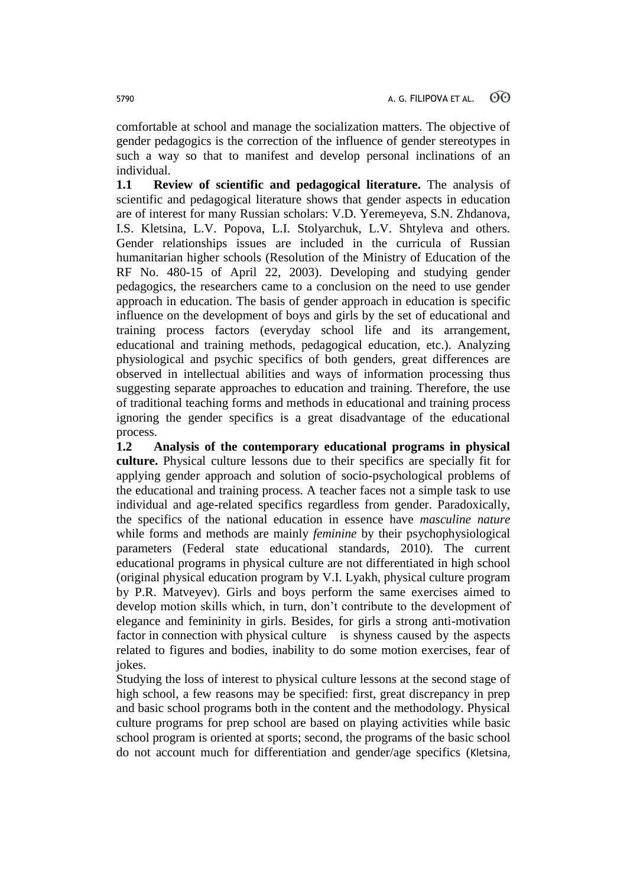comfortable at school and manage the socialization matters. The objective of gender pedagogics is the correction of the influence of gender stereotypes in such a way so that to manifest and develop personal inclinations of an individual.

**1.1 Review of scientific and pedagogical literature.** The analysis of scientific and pedagogical literature shows that gender aspects in education are of interest for many Russian scholars: V.D. Yeremeyeva, S.N. Zhdanova, I.S. Kletsina, L.V. Popova, L.I. Stolyarchuk, L.V. Shtyleva and others. Gender relationships issues are included in the curricula of Russian humanitarian higher schools (Resolution of the Ministry of Education of the RF No. 480-15 of April 22, 2003). Developing and studying gender pedagogics, the researchers came to a conclusion on the need to use gender approach in education. The basis of gender approach in education is specific influence on the development of boys and girls by the set of educational and training process factors (everyday school life and its arrangement, educational and training methods, pedagogical education, etc.). Analyzing physiological and psychic specifics of both genders, great differences are observed in intellectual abilities and ways of information processing thus suggesting separate approaches to education and training. Therefore, the use of traditional teaching forms and methods in educational and training process ignoring the gender specifics is a great disadvantage of the educational process.

**1.2 Analysis of the contemporary educational programs in physical culture.** Physical culture lessons due to their specifics are specially fit for applying gender approach and solution of socio-psychological problems of the educational and training process. A teacher faces not a simple task to use individual and age-related specifics regardless from gender. Paradoxically, the specifics of the national education in essence have *masculine nature* while forms and methods are mainly *feminine* by their psychophysiological parameters (Federal state educational standards, 2010). The current educational programs in physical culture are not differentiated in high school (original physical education program by V.I. Lyakh, physical culture program by P.R. Matveyev). Girls and boys perform the same exercises aimed to develop motion skills which, in turn, don't contribute to the development of elegance and femininity in girls. Besides, for girls a strong anti-motivation factor in connection with physical culture is shyness caused by the aspects related to figures and bodies, inability to do some motion exercises, fear of jokes.

Studying the loss of interest to physical culture lessons at the second stage of high school, a few reasons may be specified: first, great discrepancy in prep and basic school programs both in the content and the methodology. Physical culture programs for prep school are based on playing activities while basic school program is oriented at sports; second, the programs of the basic school do not account much for differentiation and gender/age specifics (Kletsina,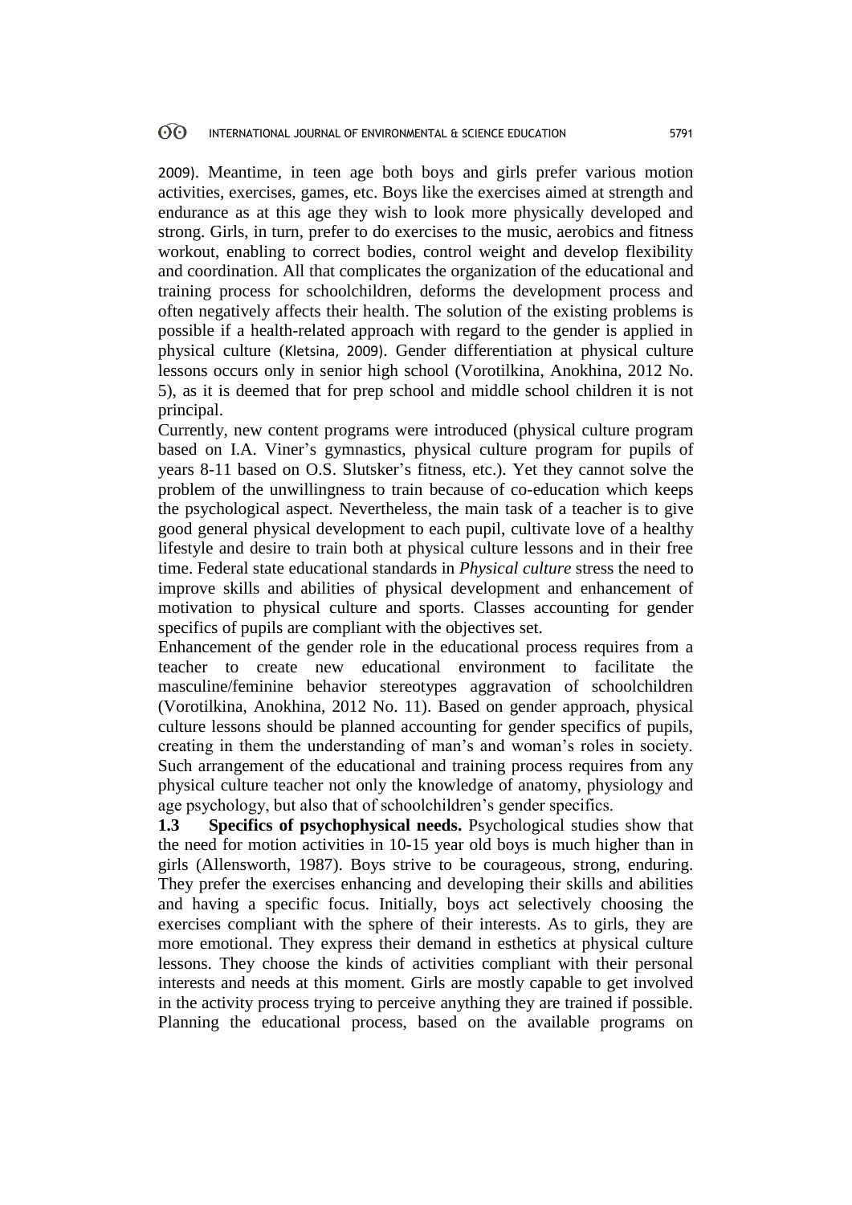2009). Meantime, in teen age both boys and girls prefer various motion activities, exercises, games, etc. Boys like the exercises aimed at strength and endurance as at this age they wish to look more physically developed and strong. Girls, in turn, prefer to do exercises to the music, aerobics and fitness workout, enabling to correct bodies, control weight and develop flexibility and coordination. All that complicates the organization of the educational and training process for schoolchildren, deforms the development process and often negatively affects their health. The solution of the existing problems is possible if a health-related approach with regard to the gender is applied in physical culture (Kletsina, 2009). Gender differentiation at physical culture lessons occurs only in senior high school (Vorotilkina, Anokhina, 2012 No. 5), as it is deemed that for prep school and middle school children it is not principal.

Currently, new content programs were introduced (physical culture program based on I.A. Viner's gymnastics, physical culture program for pupils of years 8-11 based on O.S. Slutsker's fitness, etc.). Yet they cannot solve the problem of the unwillingness to train because of co-education which keeps the psychological aspect. Nevertheless, the main task of a teacher is to give good general physical development to each pupil, cultivate love of a healthy lifestyle and desire to train both at physical culture lessons and in their free time. Federal state educational standards in *Physical culture* stress the need to improve skills and abilities of physical development and enhancement of motivation to physical culture and sports. Classes accounting for gender specifics of pupils are compliant with the objectives set.

Enhancement of the gender role in the educational process requires from a teacher to create new educational environment to facilitate the masculine/feminine behavior stereotypes aggravation of schoolchildren (Vorotilkina, Anokhina, 2012 No. 11). Based on gender approach, physical culture lessons should be planned accounting for gender specifics of pupils, creating in them the understanding of man's and woman's roles in society. Such arrangement of the educational and training process requires from any physical culture teacher not only the knowledge of anatomy, physiology and age psychology, but also that of schoolchildren's gender specifics.

**1.3 Specifics of psychophysical needs.** Psychological studies show that the need for motion activities in 10-15 year old boys is much higher than in girls (Allensworth, 1987). Boys strive to be courageous, strong, enduring. They prefer the exercises enhancing and developing their skills and abilities and having a specific focus. Initially, boys act selectively choosing the exercises compliant with the sphere of their interests. As to girls, they are more emotional. They express their demand in esthetics at physical culture lessons. They choose the kinds of activities compliant with their personal interests and needs at this moment. Girls are mostly capable to get involved in the activity process trying to perceive anything they are trained if possible. Planning the educational process, based on the available programs on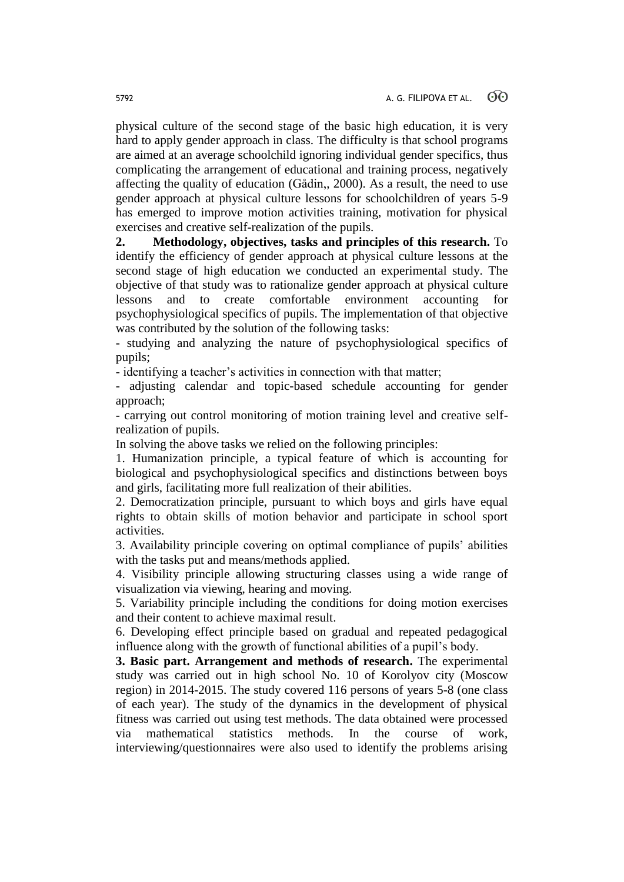physical culture of the second stage of the basic high education, it is very hard to apply gender approach in class. The difficulty is that school programs are aimed at an average schoolchild ignoring individual gender specifics, thus complicating the arrangement of educational and training process, negatively affecting the quality of education (Gådin,, 2000). As a result, the need to use gender approach at physical culture lessons for schoolchildren of years 5-9 has emerged to improve motion activities training, motivation for physical exercises and creative self-realization of the pupils.

**2. Methodology, objectives, tasks and principles of this research.** To identify the efficiency of gender approach at physical culture lessons at the second stage of high education we conducted an experimental study. The objective of that study was to rationalize gender approach at physical culture lessons and to create comfortable environment accounting for psychophysiological specifics of pupils. The implementation of that objective was contributed by the solution of the following tasks:

- studying and analyzing the nature of psychophysiological specifics of pupils;
- identifying a teacher's activities in connection with that matter;
- adjusting calendar and topic-based schedule accounting for gender approach;
- carrying out control monitoring of motion training level and creative self-realization of pupils.

In solving the above tasks we relied on the following principles:

1. Humanization principle, a typical feature of which is accounting for biological and psychophysiological specifics and distinctions between boys and girls, facilitating more full realization of their abilities.
2. Democratization principle, pursuant to which boys and girls have equal rights to obtain skills of motion behavior and participate in school sport activities.
3. Availability principle covering on optimal compliance of pupils' abilities with the tasks put and means/methods applied.
4. Visibility principle allowing structuring classes using a wide range of visualization via viewing, hearing and moving.
5. Variability principle including the conditions for doing motion exercises and their content to achieve maximal result.
6. Developing effect principle based on gradual and repeated pedagogical influence along with the growth of functional abilities of a pupil's body.

**3. Basic part. Arrangement and methods of research.** The experimental study was carried out in high school No. 10 of Korolyov city (Moscow region) in 2014-2015. The study covered 116 persons of years 5-8 (one class of each year). The study of the dynamics in the development of physical fitness was carried out using test methods. The data obtained were processed via mathematical statistics methods. In the course of work, interviewing/questionnaires were also used to identify the problems arising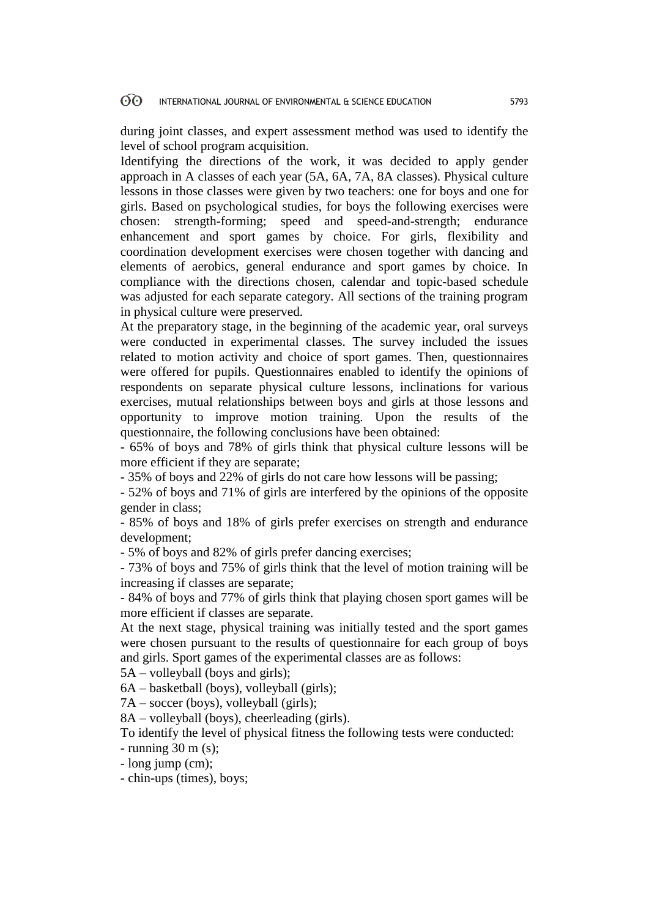during joint classes, and expert assessment method was used to identify the level of school program acquisition.

Identifying the directions of the work, it was decided to apply gender approach in A classes of each year (5A, 6A, 7A, 8A classes). Physical culture lessons in those classes were given by two teachers: one for boys and one for girls. Based on psychological studies, for boys the following exercises were chosen: strength-forming; speed and speed-and-strength; endurance enhancement and sport games by choice. For girls, flexibility and coordination development exercises were chosen together with dancing and elements of aerobics, general endurance and sport games by choice. In compliance with the directions chosen, calendar and topic-based schedule was adjusted for each separate category. All sections of the training program in physical culture were preserved.

At the preparatory stage, in the beginning of the academic year, oral surveys were conducted in experimental classes. The survey included the issues related to motion activity and choice of sport games. Then, questionnaires were offered for pupils. Questionnaires enabled to identify the opinions of respondents on separate physical culture lessons, inclinations for various exercises, mutual relationships between boys and girls at those lessons and opportunity to improve motion training. Upon the results of the questionnaire, the following conclusions have been obtained:

- 65% of boys and 78% of girls think that physical culture lessons will be more efficient if they are separate;
- 35% of boys and 22% of girls do not care how lessons will be passing;
- 52% of boys and 71% of girls are interfered by the opinions of the opposite gender in class;
- 85% of boys and 18% of girls prefer exercises on strength and endurance development;
- 5% of boys and 82% of girls prefer dancing exercises;
- 73% of boys and 75% of girls think that the level of motion training will be increasing if classes are separate;
- 84% of boys and 77% of girls think that playing chosen sport games will be more efficient if classes are separate.

At the next stage, physical training was initially tested and the sport games were chosen pursuant to the results of questionnaire for each group of boys and girls. Sport games of the experimental classes are as follows:

5A – volleyball (boys and girls);

6A – basketball (boys), volleyball (girls);

7A – soccer (boys), volleyball (girls);

8A – volleyball (boys), cheerleading (girls).

To identify the level of physical fitness the following tests were conducted:

- running 30 m (s);
- long jump (cm);
- chin-ups (times), boys;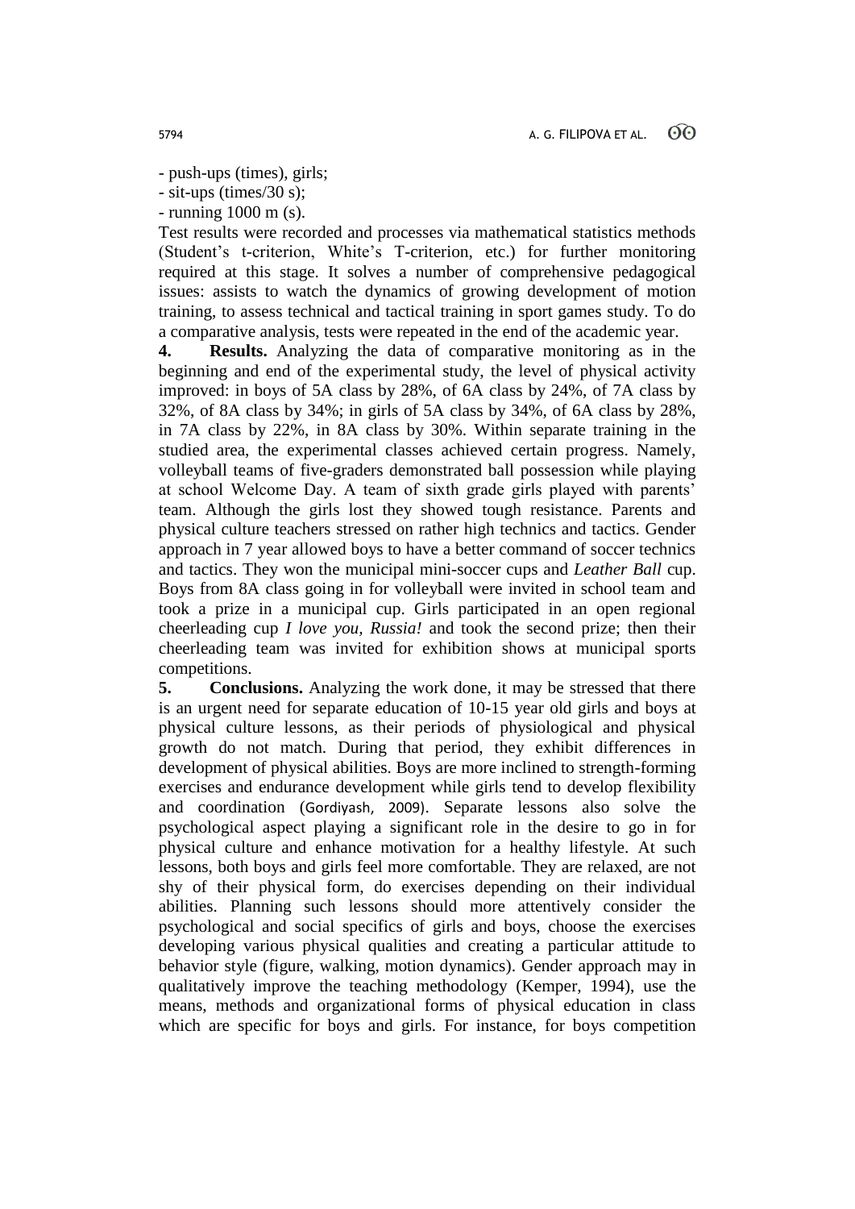- push-ups (times), girls;
- sit-ups (times/30 s);
- running 1000 m (s).

Test results were recorded and processes via mathematical statistics methods (Student's t-criterion, White's T-criterion, etc.) for further monitoring required at this stage. It solves a number of comprehensive pedagogical issues: assists to watch the dynamics of growing development of motion training, to assess technical and tactical training in sport games study. To do a comparative analysis, tests were repeated in the end of the academic year.

**4. Results.** Analyzing the data of comparative monitoring as in the beginning and end of the experimental study, the level of physical activity improved: in boys of 5A class by 28%, of 6A class by 24%, of 7A class by 32%, of 8A class by 34%; in girls of 5A class by 34%, of 6A class by 28%, in 7A class by 22%, in 8A class by 30%. Within separate training in the studied area, the experimental classes achieved certain progress. Namely, volleyball teams of five-graders demonstrated ball possession while playing at school Welcome Day. A team of sixth grade girls played with parents' team. Although the girls lost they showed tough resistance. Parents and physical culture teachers stressed on rather high technics and tactics. Gender approach in 7 year allowed boys to have a better command of soccer technics and tactics. They won the municipal mini-soccer cups and *Leather Ball* cup. Boys from 8A class going in for volleyball were invited in school team and took a prize in a municipal cup. Girls participated in an open regional cheerleading cup *I love you, Russia!* and took the second prize; then their cheerleading team was invited for exhibition shows at municipal sports competitions.

**5. Conclusions.** Analyzing the work done, it may be stressed that there is an urgent need for separate education of 10-15 year old girls and boys at physical culture lessons, as their periods of physiological and physical growth do not match. During that period, they exhibit differences in development of physical abilities. Boys are more inclined to strength-forming exercises and endurance development while girls tend to develop flexibility and coordination (Gordiyash, 2009). Separate lessons also solve the psychological aspect playing a significant role in the desire to go in for physical culture and enhance motivation for a healthy lifestyle. At such lessons, both boys and girls feel more comfortable. They are relaxed, are not shy of their physical form, do exercises depending on their individual abilities. Planning such lessons should more attentively consider the psychological and social specifics of girls and boys, choose the exercises developing various physical qualities and creating a particular attitude to behavior style (figure, walking, motion dynamics). Gender approach may in qualitatively improve the teaching methodology (Kemper, 1994), use the means, methods and organizational forms of physical education in class which are specific for boys and girls. For instance, for boys competition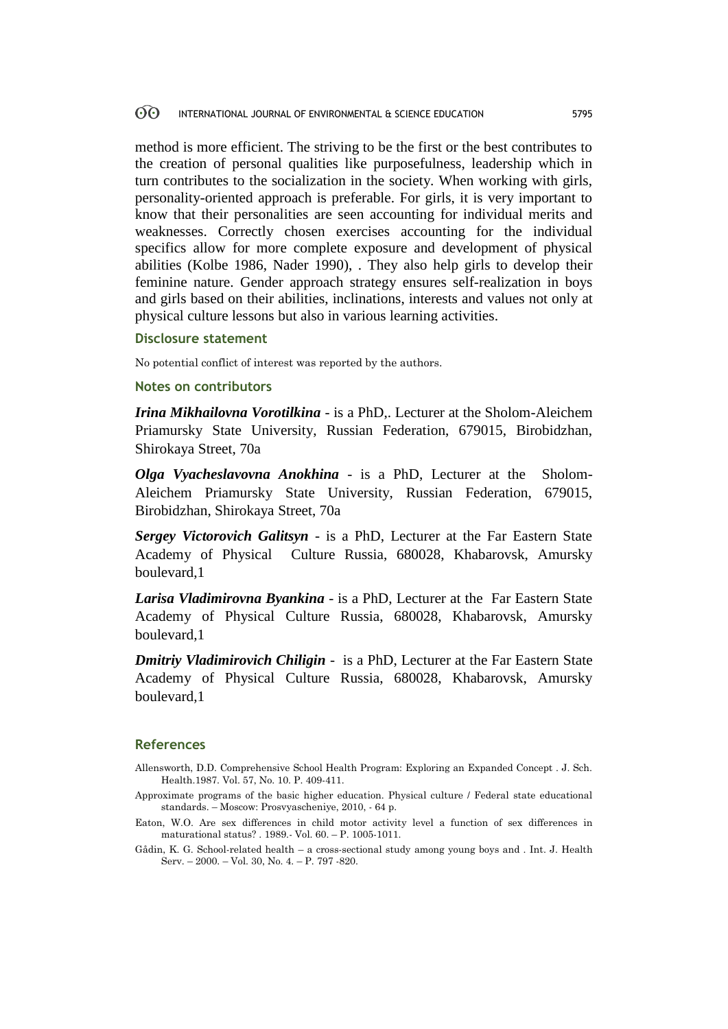method is more efficient. The striving to be the first or the best contributes to the creation of personal qualities like purposefulness, leadership which in turn contributes to the socialization in the society. When working with girls, personality-oriented approach is preferable. For girls, it is very important to know that their personalities are seen accounting for individual merits and weaknesses. Correctly chosen exercises accounting for the individual specifics allow for more complete exposure and development of physical abilities (Kolbe 1986, Nader 1990), . They also help girls to develop their feminine nature. Gender approach strategy ensures self-realization in boys and girls based on their abilities, inclinations, interests and values not only at physical culture lessons but also in various learning activities.

### Disclosure statement

No potential conflict of interest was reported by the authors.

### Notes on contributors

***Irina Mikhailovna Vorotilkina*** - is a PhD,. Lecturer at the Sholom-Aleichem Priamursky State University, Russian Federation, 679015, Birobidzhan, Shirokaya Street, 70a

***Olga Vyacheslavovna Anokhina*** - is a PhD, Lecturer at the Sholom-Aleichem Priamursky State University, Russian Federation, 679015, Birobidzhan, Shirokaya Street, 70a

***Sergey Victorovich Galitsyn*** - is a PhD, Lecturer at the Far Eastern State Academy of Physical Culture Russia, 680028, Khabarovsk, Amursky boulevard,1

***Larisa Vladimirovna Byankina*** - is a PhD, Lecturer at the Far Eastern State Academy of Physical Culture Russia, 680028, Khabarovsk, Amursky boulevard,1

***Dmitriy Vladimirovich Chiligin*** - is a PhD, Lecturer at the Far Eastern State Academy of Physical Culture Russia, 680028, Khabarovsk, Amursky boulevard,1

## References

Allensworth, D.D. Comprehensive School Health Program: Exploring an Expanded Concept . J. Sch. Health.1987. Vol. 57, No. 10. P. 409-411.

Approximate programs of the basic higher education. Physical culture / Federal state educational standards. – Moscow: Prosvyascheniye, 2010, - 64 p.

Eaton, W.O. Are sex differences in child motor activity level a function of sex differences in maturational status? . 1989.- Vol. 60. – P. 1005-1011.

Gådin, K. G. School-related health – a cross-sectional study among young boys and . Int. J. Health Serv. – 2000. – Vol. 30, No. 4. – P. 797 -820.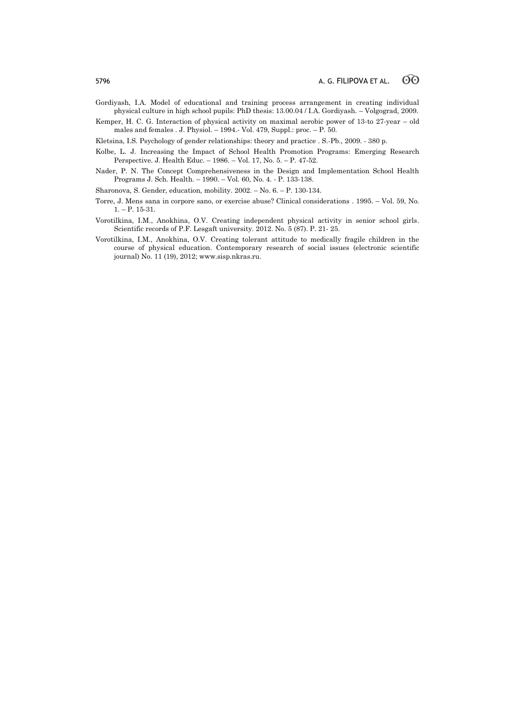Gordiyash, I.A. Model of educational and training process arrangement in creating individual physical culture in high school pupils: PhD thesis: 13.00.04 / I.A. Gordiyash. – Volgograd, 2009.

Kemper, H. C. G. Interaction of physical activity on maximal aerobic power of 13-to 27-year – old males and females . J. Physiol. – 1994.- Vol. 479, Suppl.: proc. – P. 50.

Kletsina, I.S. Psychology of gender relationships: theory and practice . S.-Pb., 2009. - 380 p.

Kolbe, L. J. Increasing the Impact of School Health Promotion Programs: Emerging Research Perspective. J. Health Educ. – 1986. – Vol. 17, No. 5. – P. 47-52.

Nader, P. N. The Concept Comprehensiveness in the Design and Implementation School Health Programs J. Sch. Health. – 1990. – Vol. 60, No. 4. - P. 133-138.

Sharonova, S. Gender, education, mobility. 2002. – No. 6. – P. 130-134.

Torre, J. Mens sana in corpore sano, or exercise abuse? Clinical considerations . 1995. – Vol. 59, No. 1. – P. 15-31.

Vorotilkina, I.M., Anokhina, O.V. Creating independent physical activity in senior school girls. Scientific records of P.F. Lesgaft university. 2012. No. 5 (87). P. 21- 25.

Vorotilkina, I.M., Anokhina, O.V. Creating tolerant attitude to medically fragile children in the course of physical education. Contemporary research of social issues (electronic scientific journal) No. 11 (19), 2012; www.sisp.nkras.ru.